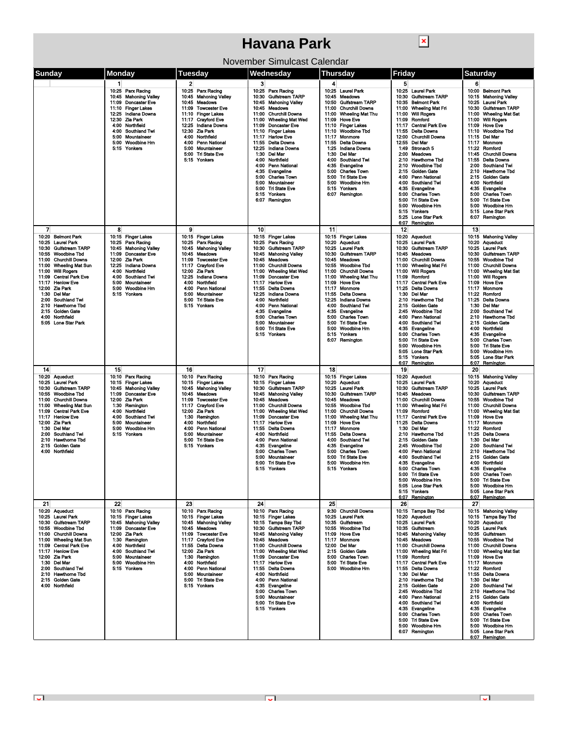# Havana Park

November Simulcast Calendar

| Sunday | Monday | Tuesday | Wednesday | Thursday | Friday | Saturday |
|---|---|---|---|---|---|---|
| | 1 | 2 | 3 | 4 | 5 | 6 |
| | 10:25 Parx Racing<br>10:45 Mahoning Valley<br>11:09 Doncaster Eve<br>11:10 Finger Lakes<br>12:25 Indiana Downs<br>12:30 Zia Park<br>4:00 Northfield<br>4:00 Southland Twi<br>5:00 Mountaineer<br>5:00 Woodbine Hrn<br>5:15 Yonkers | 10:25 Parx Racing<br>10:45 Mahoning Valley<br>10:45 Meadows<br>11:09 Towcester Eve<br>11:10 Finger Lakes<br>11:17 Crayford Eve<br>12:25 Indiana Downs<br>12:30 Zia Park<br>4:00 Northfield<br>4:00 Penn National<br>5:00 Mountaineer<br>5:00 Tri State Eve<br>5:15 Yonkers | 10:25 Parx Racing<br>10:30 Gulfstream TARP<br>10:45 Mahoning Valley<br>10:45 Meadows<br>11:00 Churchill Downs<br>11:00 Wheeling Mat Wed<br>11:09 Doncaster Eve<br>11:10 Finger Lakes<br>11:17 Harlow Eve<br>11:55 Delta Downs<br>12:25 Indiana Downs<br>1:30 Del Mar<br>4:00 Northfield<br>4:00 Penn National<br>4:35 Evangeline<br>5:00 Charles Town<br>5:00 Mountaineer<br>5:00 Tri State Eve<br>5:15 Yonkers<br>6:07 Remington | 10:25 Laurel Park<br>10:45 Meadows<br>10:50 Gulfstream TARP<br>11:00 Churchill Downs<br>11:00 Wheeling Mat Thu<br>11:09 Hove Eve<br>11:10 Finger Lakes<br>11:10 Woodbine Tbd<br>11:17 Monmore<br>11:55 Delta Downs<br>1:25 Indiana Downs<br>1:30 Del Mar<br>4:00 Southland Twi<br>4:35 Evangeline<br>5:00 Charles Town<br>5:00 Tri State Eve<br>5:00 Woodbine Hrn<br>5:15 Yonkers<br>6:07 Remington | 10:25 Laurel Park<br>10:30 Gulfstream TARP<br>10:35 Belmont Park<br>11:00 Wheeling Mat Fri<br>11:00 Will Rogers<br>11:09 Romford<br>11:17 Central Park Eve<br>11:55 Delta Downs<br>12:00 Churchill Downs<br>12:55 Del Mar<br>1:49 Stronach 5<br>2:00 Meadows<br>2:10 Hawthorne Tbd<br>2:10 Woodbine Tbd<br>2:15 Golden Gate<br>4:00 Penn National<br>4:00 Southland Twi<br>4:35 Evangeline<br>5:00 Charles Town<br>5:00 Tri State Eve<br>5:00 Woodbine Hrn<br>5:15 Yonkers<br>5:25 Lone Star Park<br>6:07 Remington | 10:00 Belmont Park<br>10:15 Mahoning Valley<br>10:25 Laurel Park<br>10:30 Gulfstream TARP<br>11:00 Wheeling Mat Sat<br>11:00 Will Rogers<br>11:09 Hove Eve<br>11:10 Woodbine Tbd<br>11:15 Del Mar<br>11:17 Monmore<br>11:22 Romford<br>11:45 Churchill Downs<br>11:55 Delta Downs<br>2:00 Southland Twi<br>2:10 Hawthorne Tbd<br>2:15 Golden Gate<br>4:00 Northfield<br>4:35 Evangeline<br>5:00 Charles Town<br>5:00 Tri State Eve<br>5:00 Woodbine Hrn<br>5:15 Lone Star Park<br>6:07 Remington |
| 7 | 8 | 9 | 10 | 11 | 12 | 13 |
| 10:20 Belmont Park<br>10:25 Laurel Park<br>10:30 Gulfstream TARP<br>10:55 Woodbine Tbd<br>11:00 Churchill Downs<br>11:00 Wheeling Mat Sun<br>11:00 Will Rogers<br>11:09 Central Park Eve<br>11:17 Henlow Eve<br>12:00 Zia Park<br>1:30 Del Mar<br>2:00 Southland Twi<br>2:10 Hawthorne Tbd<br>2:15 Golden Gate<br>4:00 Northfield<br>5:05 Lone Star Park | 10:15 Finger Lakes<br>10:25 Parx Racing<br>10:45 Mahoning Valley<br>11:09 Doncaster Eve<br>12:00 Zia Park<br>12:25 Indiana Downs<br>4:00 Northfield<br>4:00 Southland Twi<br>5:00 Mountaineer<br>5:00 Woodbine Hrn<br>5:15 Yonkers | 10:15 Finger Lakes<br>10:25 Parx Racing<br>10:45 Mahoning Valley<br>10:45 Meadows<br>11:09 Towcester Eve<br>11:17 Crayford Eve<br>12:00 Zia Park<br>12:25 Indiana Downs<br>4:00 Northfield<br>4:00 Penn National<br>5:00 Mountaineer<br>5:00 Tri State Eve<br>5:15 Yonkers | 10:15 Finger Lakes<br>10:25 Parx Racing<br>10:30 Gulfstream TARP<br>10:45 Mahoning Valley<br>10:45 Meadows<br>11:00 Churchill Downs<br>11:00 Wheeling Mat Wed<br>11:09 Doncaster Eve<br>11:17 Harlow Eve<br>11:55 Delta Downs<br>12:25 Indiana Downs<br>4:00 Northfield<br>4:00 Penn National<br>4:35 Evangeline<br>5:00 Charles Town<br>5:00 Mountaineer<br>5:00 Tri State Eve<br>5:15 Yonkers | 10:15 Finger Lakes<br>10:20 Aqueduct<br>10:25 Laurel Park<br>10:30 Gulfstream TARP<br>10:45 Meadows<br>10:55 Woodbine Tbd<br>11:00 Churchill Downs<br>11:00 Wheeling Mat Thu<br>11:09 Hove Eve<br>11:17 Monmore<br>11:55 Delta Downs<br>12:25 Indiana Downs<br>4:00 Southland Twi<br>4:35 Evangeline<br>5:00 Charles Town<br>5:00 Tri State Eve<br>5:00 Woodbine Hrn<br>5:15 Yonkers<br>6:07 Remington | 10:20 Aqueduct<br>10:25 Laurel Park<br>10:30 Gulfstream TARP<br>10:45 Meadows<br>11:00 Churchill Downs<br>11:00 Wheeling Mat Fri<br>11:00 Will Rogers<br>11:09 Romford<br>11:17 Central Park Eve<br>11:25 Delta Downs<br>1:30 Del Mar<br>2:10 Hawthorne Tbd<br>2:15 Golden Gate<br>2:45 Woodbine Tbd<br>4:00 Penn National<br>4:00 Southland Twi<br>4:35 Evangeline<br>5:00 Charles Town<br>5:00 Tri State Eve<br>5:00 Woodbine Hrn<br>5:05 Lone Star Park<br>5:15 Yonkers<br>6:07 Remington | 10:15 Mahoning Valley<br>10:20 Aqueduct<br>10:25 Laurel Park<br>10:30 Gulfstream TARP<br>10:55 Woodbine Tbd<br>11:00 Churchill Downs<br>11:00 Wheeling Mat Sat<br>11:00 Will Rogers<br>11:09 Hove Eve<br>11:17 Monmore<br>11:22 Romford<br>11:25 Delta Downs<br>1:30 Del Mar<br>2:00 Southland Twi<br>2:10 Hawthorne Tbd<br>2:15 Golden Gate<br>4:00 Northfield<br>4:35 Evangeline<br>5:00 Charles Town<br>5:00 Tri State Eve<br>5:00 Woodbine Hrn<br>5:05 Lone Star Park<br>6:07 Remington |
| 14 | 15 | 16 | 17 | 18 | 19 | 20 |
| 10:20 Aqueduct<br>10:25 Laurel Park<br>10:30 Gulfstream TARP<br>10:55 Woodbine Tbd<br>11:00 Churchill Downs<br>11:00 Wheeling Mat Sun<br>11:09 Central Park Eve<br>11:17 Henlow Eve<br>12:00 Zia Park<br>1:30 Del Mar<br>2:00 Southland Twi<br>2:10 Hawthorne Tbd<br>2:15 Golden Gate<br>4:00 Northfield | 10:10 Parx Racing<br>10:15 Finger Lakes<br>10:45 Mahoning Valley<br>11:09 Doncaster Eve<br>12:00 Zia Park<br>1:30 Remington<br>4:00 Northfield<br>4:00 Southland Twi<br>5:00 Mountaineer<br>5:00 Woodbine Hrn<br>5:15 Yonkers | 10:10 Parx Racing<br>10:15 Finger Lakes<br>10:45 Mahoning Valley<br>10:45 Meadows<br>11:09 Towcester Eve<br>11:17 Crayford Eve<br>12:00 Zia Park<br>1:30 Remington<br>4:00 Northfield<br>4:00 Penn National<br>5:00 Mountaineer<br>5:00 Tri State Eve<br>5:15 Yonkers | 10:10 Parx Racing<br>10:15 Finger Lakes<br>10:30 Gulfstream TARP<br>10:45 Mahoning Valley<br>10:45 Meadows<br>11:00 Churchill Downs<br>11:00 Wheeling Mat Wed<br>11:09 Doncaster Eve<br>11:17 Harlow Eve<br>11:55 Delta Downs<br>4:00 Northfield<br>4:00 Penn National<br>4:35 Evangeline<br>5:00 Charles Town<br>5:00 Mountaineer<br>5:00 Tri State Eve<br>5:15 Yonkers | 10:15 Finger Lakes<br>10:20 Aqueduct<br>10:25 Laurel Park<br>10:30 Gulfstream TARP<br>10:45 Meadows<br>10:55 Woodbine Tbd<br>11:00 Churchill Downs<br>11:00 Wheeling Mat Thu<br>11:09 Hove Eve<br>11:17 Monmore<br>11:55 Delta Downs<br>4:00 Southland Twi<br>4:35 Evangeline<br>5:00 Charles Town<br>5:00 Tri State Eve<br>5:00 Woodbine Hrn<br>5:15 Yonkers | 10:20 Aqueduct<br>10:25 Laurel Park<br>10:30 Gulfstream TARP<br>10:45 Meadows<br>11:00 Churchill Downs<br>11:00 Wheeling Mat Fri<br>11:09 Romford<br>11:17 Central Park Eve<br>11:25 Delta Downs<br>1:30 Del Mar<br>2:10 Hawthorne Tbd<br>2:15 Golden Gate<br>2:45 Woodbine Tbd<br>4:00 Penn National<br>4:00 Southland Twi<br>4:35 Evangeline<br>5:00 Charles Town<br>5:00 Tri State Eve<br>5:00 Woodbine Hrn<br>5:05 Lone Star Park<br>5:15 Yonkers<br>6:07 Remington | 10:15 Mahoning Valley<br>10:20 Aqueduct<br>10:25 Laurel Park<br>10:30 Gulfstream TARP<br>10:55 Woodbine Tbd<br>11:00 Churchill Downs<br>11:00 Wheeling Mat Sat<br>11:09 Hove Eve<br>11:17 Monmore<br>11:22 Romford<br>11:25 Delta Downs<br>1:30 Del Mar<br>2:00 Southland Twi<br>2:10 Hawthorne Tbd<br>2:15 Golden Gate<br>4:00 Northfield<br>4:35 Evangeline<br>5:00 Charles Town<br>5:00 Tri State Eve<br>5:00 Woodbine Hrn<br>5:05 Lone Star Park<br>6:07 Remington |
| 21 | 22 | 23 | 24 | 25 | 26 | 27 |
| 10:20 Aqueduct<br>10:25 Laurel Park<br>10:30 Gulfstream TARP<br>10:55 Woodbine Tbd<br>11:00 Churchill Downs<br>11:00 Wheeling Mat Sun<br>11:09 Central Park Eve<br>11:17 Henlow Eve<br>12:00 Zia Park<br>1:30 Del Mar<br>2:00 Southland Twi<br>2:10 Hawthorne Tbd<br>2:15 Golden Gate<br>4:00 Northfield | 10:10 Parx Racing<br>10:15 Finger Lakes<br>10:45 Mahoning Valley<br>11:09 Doncaster Eve<br>12:00 Zia Park<br>1:30 Remington<br>4:00 Northfield<br>4:00 Southland Twi<br>5:00 Mountaineer<br>5:00 Woodbine Hrn<br>5:15 Yonkers | 10:10 Parx Racing<br>10:15 Finger Lakes<br>10:45 Mahoning Valley<br>10:45 Meadows<br>11:09 Towcester Eve<br>11:17 Crayford Eve<br>11:55 Delta Downs<br>12:00 Zia Park<br>1:30 Remington<br>4:00 Northfield<br>4:00 Penn National<br>5:00 Mountaineer<br>5:00 Tri State Eve<br>5:15 Yonkers | 10:10 Parx Racing<br>10:15 Finger Lakes<br>10:15 Tampa Bay Tbd<br>10:30 Gulfstream TARP<br>10:45 Mahoning Valley<br>10:45 Meadows<br>11:00 Churchill Downs<br>11:00 Wheeling Mat Wed<br>11:09 Doncaster Eve<br>11:17 Harlow Eve<br>11:55 Delta Downs<br>4:00 Northfield<br>4:00 Penn National<br>4:35 Evangeline<br>5:00 Charles Town<br>5:00 Mountaineer<br>5:00 Tri State Eve<br>5:15 Yonkers | 9:30 Churchill Downs<br>10:25 Laurel Park<br>10:35 Gulfstream<br>10:55 Woodbine Tbd<br>11:09 Hove Eve<br>11:17 Monmore<br>12:00 Del Mar<br>2:15 Golden Gate<br>5:00 Charles Town<br>5:00 Tri State Eve<br>5:00 Woodbine Hrn | 10:15 Tampa Bay Tbd<br>10:20 Aqueduct<br>10:25 Laurel Park<br>10:35 Gulfstream<br>10:45 Mahoning Valley<br>10:45 Meadows<br>11:00 Churchill Downs<br>11:00 Wheeling Mat Fri<br>11:09 Romford<br>11:17 Central Park Eve<br>11:55 Delta Downs<br>1:30 Del Mar<br>2:10 Hawthorne Tbd<br>2:15 Golden Gate<br>2:45 Woodbine Tbd<br>4:00 Penn National<br>4:00 Southland Twi<br>4:35 Evangeline<br>5:00 Charles Town<br>5:00 Tri State Eve<br>5:00 Woodbine Hrn<br>6:07 Remington | 10:15 Mahoning Valley<br>10:15 Tampa Bay Tbd<br>10:20 Aqueduct<br>10:25 Laurel Park<br>10:35 Gulfstream<br>10:55 Woodbine Tbd<br>11:00 Churchill Downs<br>11:00 Wheeling Mat Sat<br>11:09 Hove Eve<br>11:17 Monmore<br>11:22 Romford<br>11:55 Delta Downs<br>1:30 Del Mar<br>2:00 Southland Twi<br>2:10 Hawthorne Tbd<br>2:15 Golden Gate<br>4:00 Northfield<br>4:35 Evangeline<br>5:00 Charles Town<br>5:00 Tri State Eve<br>5:00 Woodbine Hrn<br>5:05 Lone Star Park<br>6:07 Remington |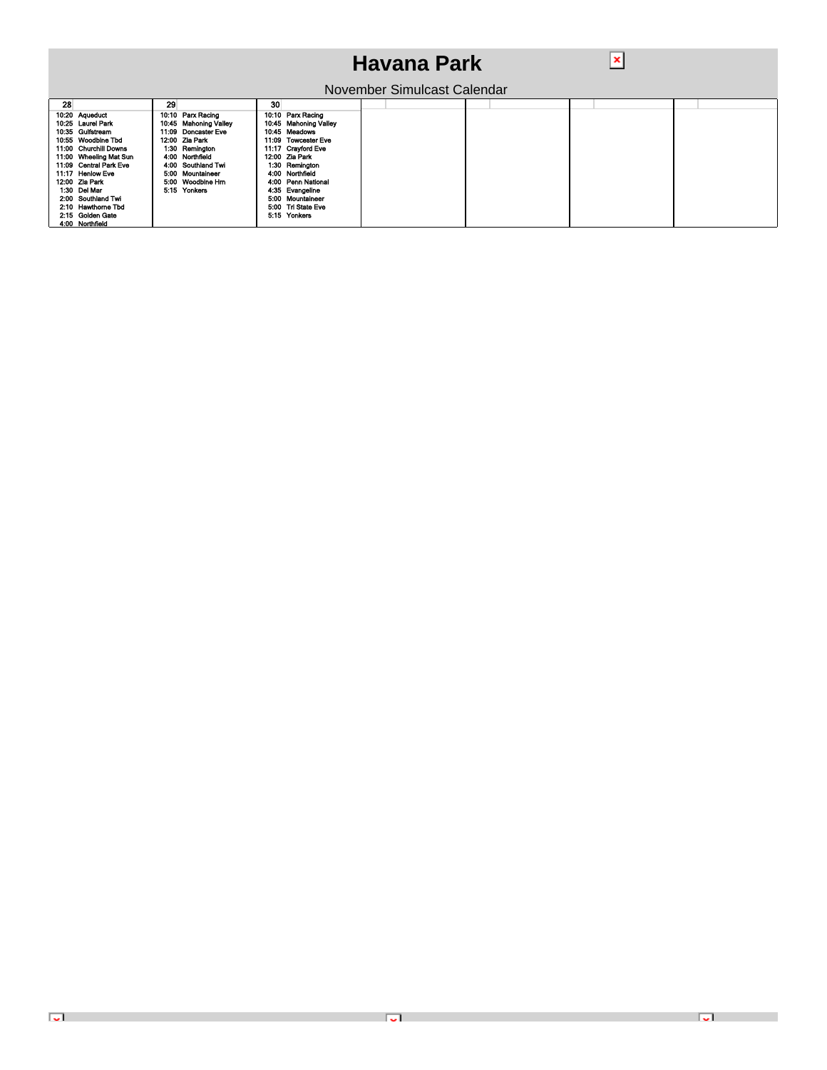# Havana Park

November Simulcast Calendar

| 28 | 29 | 30 | | | | |
|---|---|---|---|---|---|---|
| 10:20 Aqueduct<br>10:25 Laurel Park<br>10:35 Gulfstream<br>10:55 Woodbine Tbd<br>11:00 Churchill Downs<br>11:00 Wheeling Mat Sun<br>11:09 Central Park Eve<br>11:17 Henlow Eve<br>12:00 Zia Park<br>1:30 Del Mar<br>2:00 Southland Twi<br>2:10 Hawthorne Tbd<br>2:15 Golden Gate<br>4:00 Northfield | 10:10 Parx Racing<br>10:45 Mahoning Valley<br>11:09 Doncaster Eve<br>12:00 Zia Park<br>1:30 Remington<br>4:00 Northfield<br>4:00 Southland Twi<br>5:00 Mountaineer<br>5:00 Woodbine Hrn<br>5:15 Yonkers | 10:10 Parx Racing<br>10:45 Mahoning Valley<br>10:45 Meadows<br>11:09 Towcester Eve<br>11:17 Crayford Eve<br>12:00 Zia Park<br>1:30 Remington<br>4:00 Northfield<br>4:00 Penn National<br>4:35 Evangeline<br>5:00 Mountaineer<br>5:00 Tri State Eve<br>5:15 Yonkers | | | | |